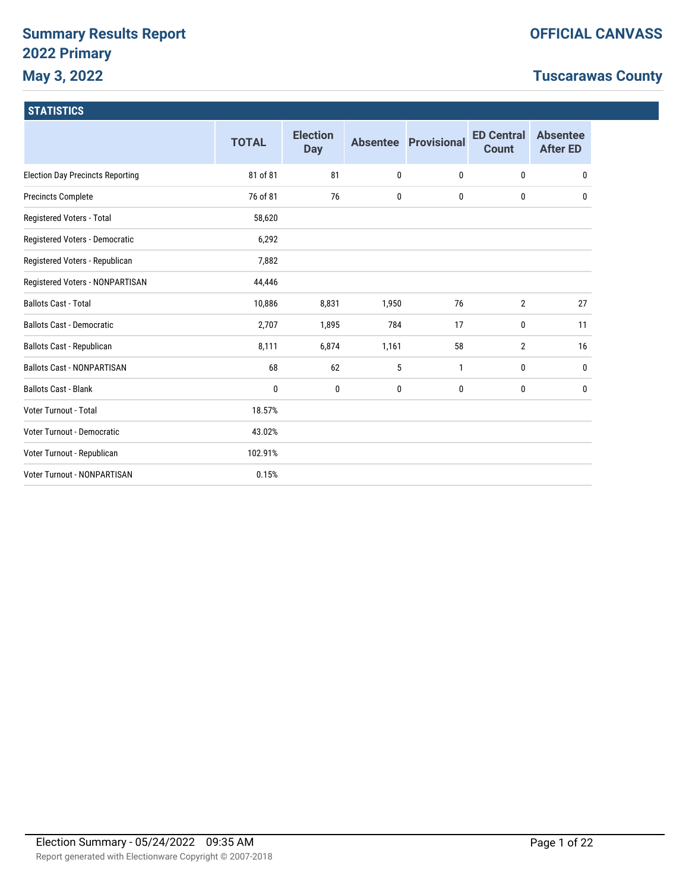# Summary Results Report
## 2022 Primary
## May 3, 2022

**OFFICIAL CANVASS**

**Tuscarawas County**

### STATISTICS

| | TOTAL | Election Day | Absentee | Provisional | ED Central Count | Absentee After ED |
|---|---|---|---|---|---|---|
| Election Day Precincts Reporting | 81 of 81 | 81 | 0 | 0 | 0 | 0 |
| Precincts Complete | 76 of 81 | 76 | 0 | 0 | 0 | 0 |
| Registered Voters - Total | 58,620 | | | | | |
| Registered Voters - Democratic | 6,292 | | | | | |
| Registered Voters - Republican | 7,882 | | | | | |
| Registered Voters - NONPARTISAN | 44,446 | | | | | |
| Ballots Cast - Total | 10,886 | 8,831 | 1,950 | 76 | 2 | 27 |
| Ballots Cast - Democratic | 2,707 | 1,895 | 784 | 17 | 0 | 11 |
| Ballots Cast - Republican | 8,111 | 6,874 | 1,161 | 58 | 2 | 16 |
| Ballots Cast - NONPARTISAN | 68 | 62 | 5 | 1 | 0 | 0 |
| Ballots Cast - Blank | 0 | 0 | 0 | 0 | 0 | 0 |
| Voter Turnout - Total | 18.57% | | | | | |
| Voter Turnout - Democratic | 43.02% | | | | | |
| Voter Turnout - Republican | 102.91% | | | | | |
| Voter Turnout - NONPARTISAN | 0.15% | | | | | |

Election Summary - 05/24/2022 09:35 AM

Report generated with Electionware Copyright © 2007-2018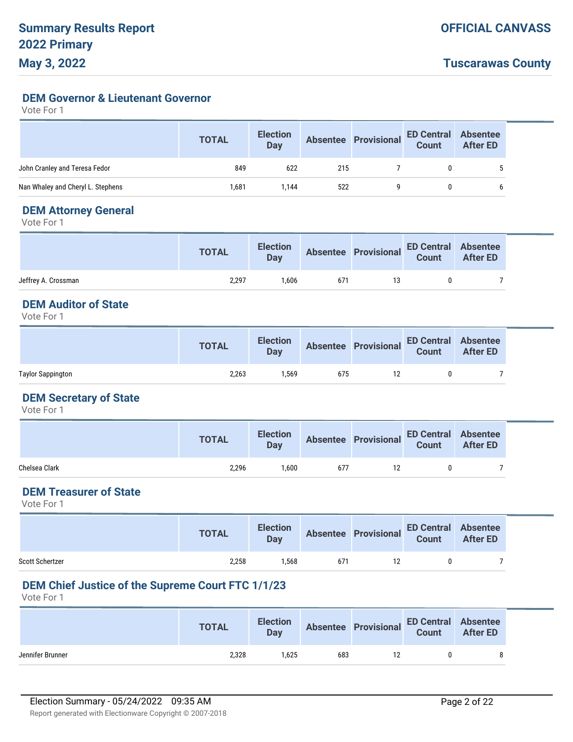## DEM Governor & Lieutenant Governor

Vote For 1

| | TOTAL | Election Day | Absentee | Provisional | ED Central Count | Absentee After ED |
|---|---|---|---|---|---|---|
| John Cranley and Teresa Fedor | 849 | 622 | 215 | 7 | 0 | 5 |
| Nan Whaley and Cheryl L. Stephens | 1,681 | 1,144 | 522 | 9 | 0 | 6 |

## DEM Attorney General

Vote For 1

| | TOTAL | Election Day | Absentee | Provisional | ED Central Count | Absentee After ED |
|---|---|---|---|---|---|---|
| Jeffrey A. Crossman | 2,297 | 1,606 | 671 | 13 | 0 | 7 |

## DEM Auditor of State

Vote For 1

| | TOTAL | Election Day | Absentee | Provisional | ED Central Count | Absentee After ED |
|---|---|---|---|---|---|---|
| Taylor Sappington | 2,263 | 1,569 | 675 | 12 | 0 | 7 |

## DEM Secretary of State

Vote For 1

| | TOTAL | Election Day | Absentee | Provisional | ED Central Count | Absentee After ED |
|---|---|---|---|---|---|---|
| Chelsea Clark | 2,296 | 1,600 | 677 | 12 | 0 | 7 |

## DEM Treasurer of State

Vote For 1

| | TOTAL | Election Day | Absentee | Provisional | ED Central Count | Absentee After ED |
|---|---|---|---|---|---|---|
| Scott Schertzer | 2,258 | 1,568 | 671 | 12 | 0 | 7 |

## DEM Chief Justice of the Supreme Court FTC 1/1/23

Vote For 1

| | TOTAL | Election Day | Absentee | Provisional | ED Central Count | Absentee After ED |
|---|---|---|---|---|---|---|
| Jennifer Brunner | 2,328 | 1,625 | 683 | 12 | 0 | 8 |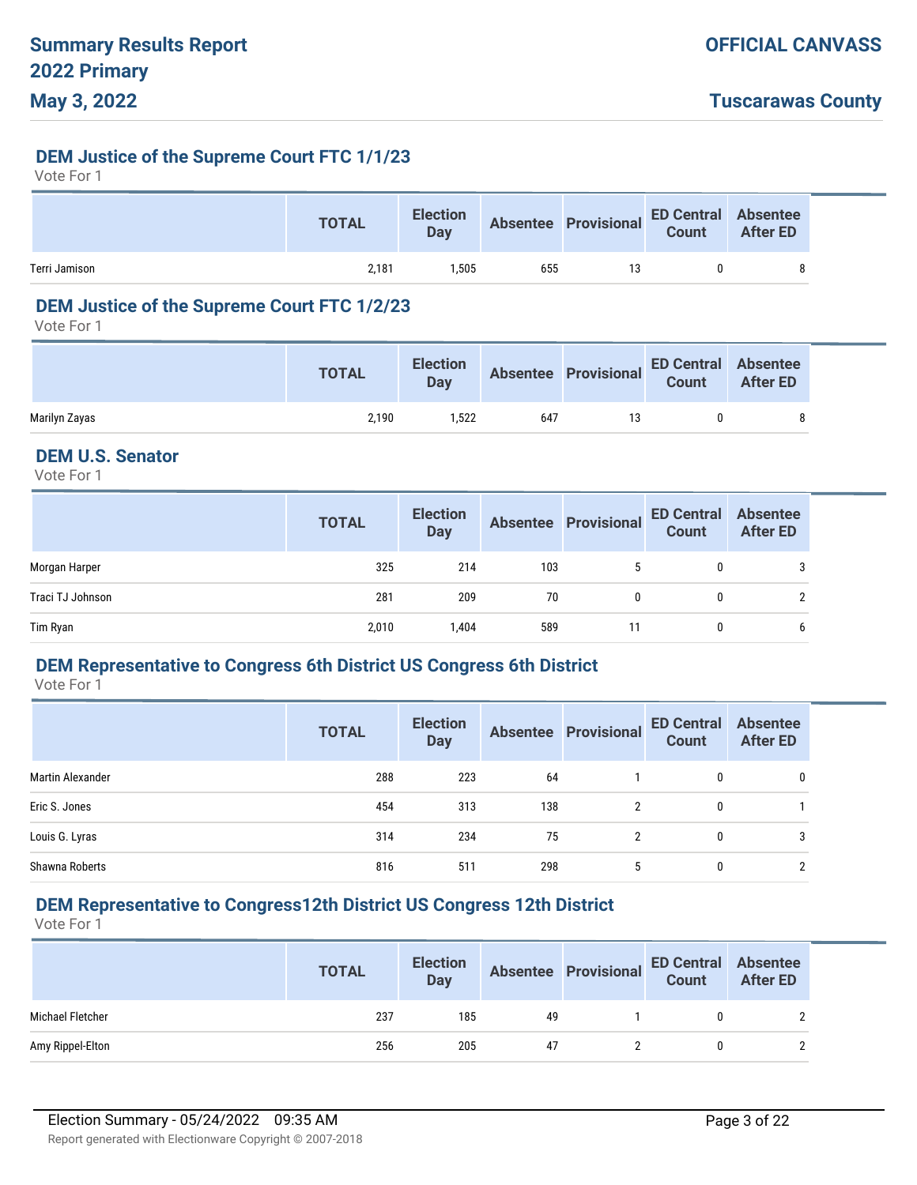### DEM Justice of the Supreme Court FTC 1/1/23

Vote For 1

| | TOTAL | Election Day | Absentee | Provisional | ED Central Count | Absentee After ED |
|---|---|---|---|---|---|---|
| Terri Jamison | 2,181 | 1,505 | 655 | 13 | 0 | 8 |

### DEM Justice of the Supreme Court FTC 1/2/23

Vote For 1

| | TOTAL | Election Day | Absentee | Provisional | ED Central Count | Absentee After ED |
|---|---|---|---|---|---|---|
| Marilyn Zayas | 2,190 | 1,522 | 647 | 13 | 0 | 8 |

### DEM U.S. Senator

Vote For 1

| | TOTAL | Election Day | Absentee | Provisional | ED Central Count | Absentee After ED |
|---|---|---|---|---|---|---|
| Morgan Harper | 325 | 214 | 103 | 5 | 0 | 3 |
| Traci TJ Johnson | 281 | 209 | 70 | 0 | 0 | 2 |
| Tim Ryan | 2,010 | 1,404 | 589 | 11 | 0 | 6 |

### DEM Representative to Congress 6th District US Congress 6th District

Vote For 1

| | TOTAL | Election Day | Absentee | Provisional | ED Central Count | Absentee After ED |
|---|---|---|---|---|---|---|
| Martin Alexander | 288 | 223 | 64 | 1 | 0 | 0 |
| Eric S. Jones | 454 | 313 | 138 | 2 | 0 | 1 |
| Louis G. Lyras | 314 | 234 | 75 | 2 | 0 | 3 |
| Shawna Roberts | 816 | 511 | 298 | 5 | 0 | 2 |

### DEM Representative to Congress12th District US Congress 12th District

Vote For 1

| | TOTAL | Election Day | Absentee | Provisional | ED Central Count | Absentee After ED |
|---|---|---|---|---|---|---|
| Michael Fletcher | 237 | 185 | 49 | 1 | 0 | 2 |
| Amy Rippel-Elton | 256 | 205 | 47 | 2 | 0 | 2 |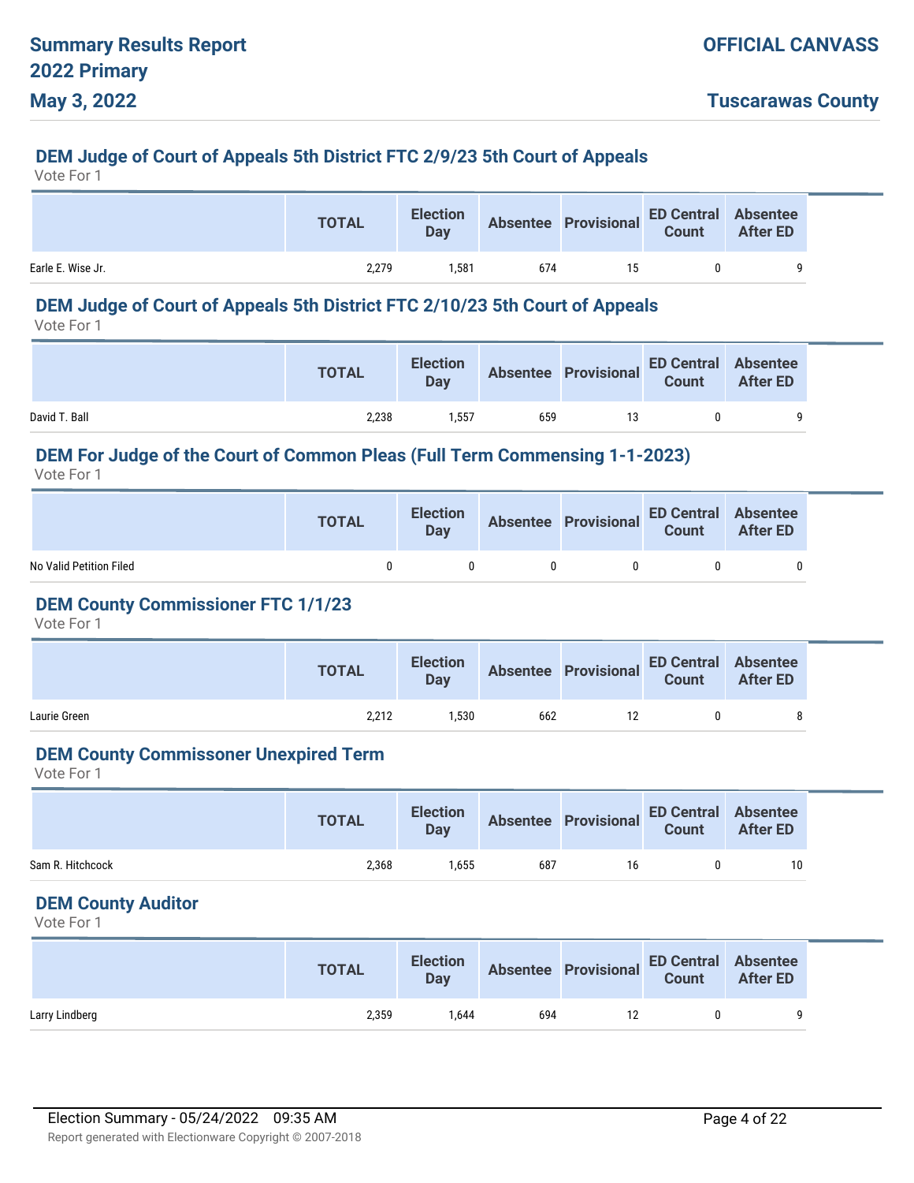## DEM Judge of Court of Appeals 5th District FTC 2/9/23 5th Court of Appeals

Vote For 1

| | TOTAL | Election Day | Absentee | Provisional | ED Central Count | Absentee After ED |
|---|---|---|---|---|---|---|
| Earle E. Wise Jr. | 2,279 | 1,581 | 674 | 15 | 0 | 9 |

## DEM Judge of Court of Appeals 5th District FTC 2/10/23 5th Court of Appeals

Vote For 1

| | TOTAL | Election Day | Absentee | Provisional | ED Central Count | Absentee After ED |
|---|---|---|---|---|---|---|
| David T. Ball | 2,238 | 1,557 | 659 | 13 | 0 | 9 |

## DEM For Judge of the Court of Common Pleas (Full Term Commensing 1-1-2023)

Vote For 1

| | TOTAL | Election Day | Absentee | Provisional | ED Central Count | Absentee After ED |
|---|---|---|---|---|---|---|
| No Valid Petition Filed | 0 | 0 | 0 | 0 | 0 | 0 |

## DEM County Commissioner FTC 1/1/23

Vote For 1

| | TOTAL | Election Day | Absentee | Provisional | ED Central Count | Absentee After ED |
|---|---|---|---|---|---|---|
| Laurie Green | 2,212 | 1,530 | 662 | 12 | 0 | 8 |

## DEM County Commissoner Unexpired Term

Vote For 1

| | TOTAL | Election Day | Absentee | Provisional | ED Central Count | Absentee After ED |
|---|---|---|---|---|---|---|
| Sam R. Hitchcock | 2,368 | 1,655 | 687 | 16 | 0 | 10 |

## DEM County Auditor

Vote For 1

| | TOTAL | Election Day | Absentee | Provisional | ED Central Count | Absentee After ED |
|---|---|---|---|---|---|---|
| Larry Lindberg | 2,359 | 1,644 | 694 | 12 | 0 | 9 |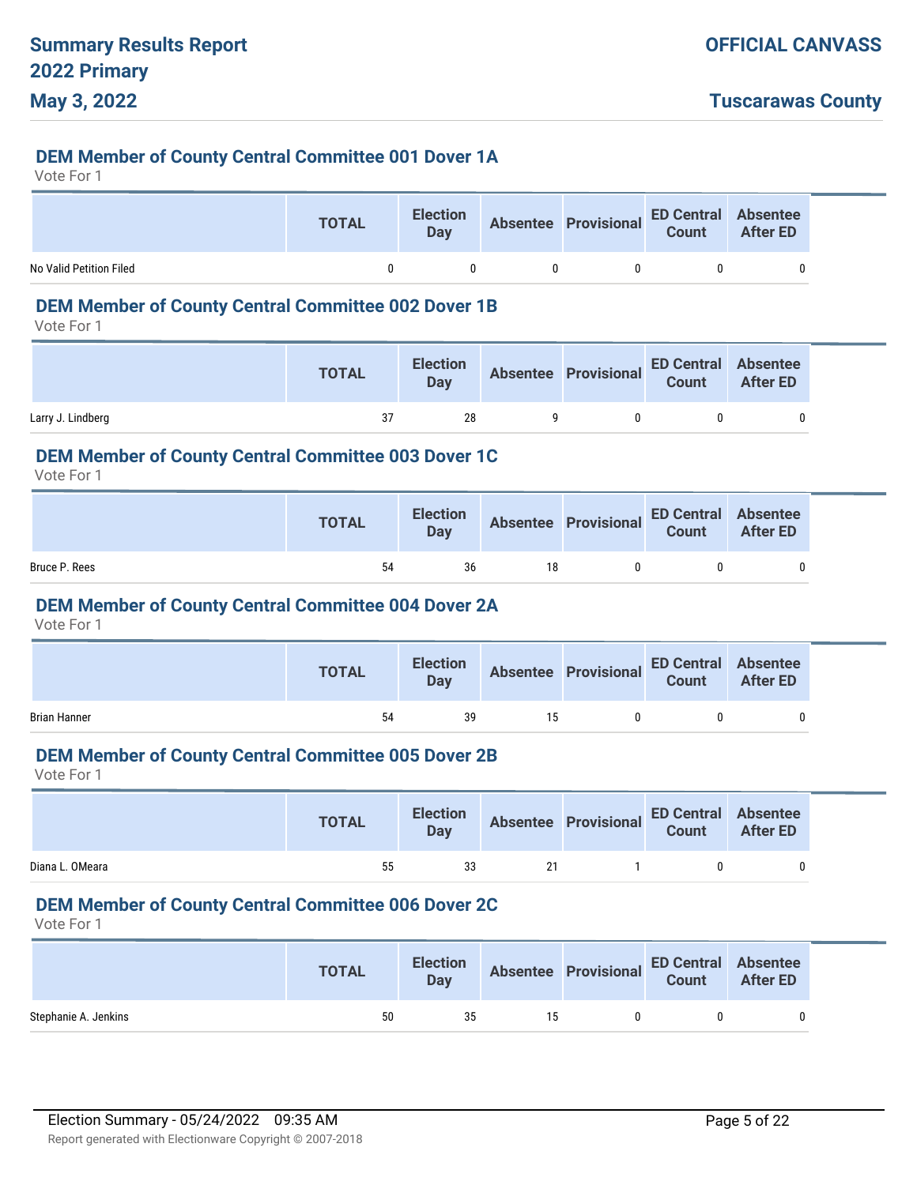## DEM Member of County Central Committee 001 Dover 1A

Vote For 1

| | TOTAL | Election Day | Absentee | Provisional | ED Central Count | Absentee After ED |
|---|---|---|---|---|---|---|
| No Valid Petition Filed | 0 | 0 | 0 | 0 | 0 | 0 |

## DEM Member of County Central Committee 002 Dover 1B

Vote For 1

| | TOTAL | Election Day | Absentee | Provisional | ED Central Count | Absentee After ED |
|---|---|---|---|---|---|---|
| Larry J. Lindberg | 37 | 28 | 9 | 0 | 0 | 0 |

## DEM Member of County Central Committee 003 Dover 1C

Vote For 1

| | TOTAL | Election Day | Absentee | Provisional | ED Central Count | Absentee After ED |
|---|---|---|---|---|---|---|
| Bruce P. Rees | 54 | 36 | 18 | 0 | 0 | 0 |

## DEM Member of County Central Committee 004 Dover 2A

Vote For 1

| | TOTAL | Election Day | Absentee | Provisional | ED Central Count | Absentee After ED |
|---|---|---|---|---|---|---|
| Brian Hanner | 54 | 39 | 15 | 0 | 0 | 0 |

## DEM Member of County Central Committee 005 Dover 2B

Vote For 1

| | TOTAL | Election Day | Absentee | Provisional | ED Central Count | Absentee After ED |
|---|---|---|---|---|---|---|
| Diana L. OMeara | 55 | 33 | 21 | 1 | 0 | 0 |

## DEM Member of County Central Committee 006 Dover 2C

Vote For 1

| | TOTAL | Election Day | Absentee | Provisional | ED Central Count | Absentee After ED |
|---|---|---|---|---|---|---|
| Stephanie A. Jenkins | 50 | 35 | 15 | 0 | 0 | 0 |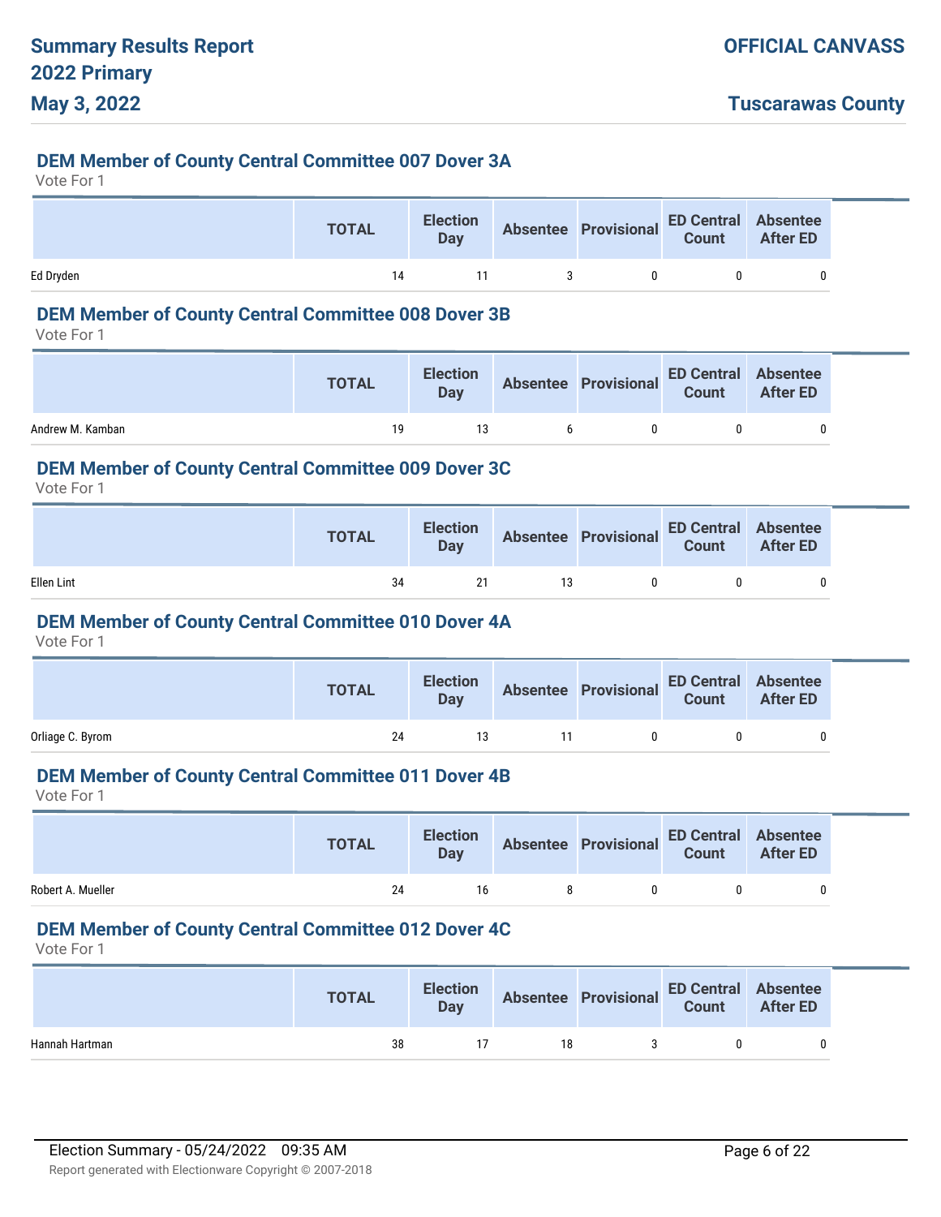## DEM Member of County Central Committee 007 Dover 3A

Vote For 1

| | TOTAL | Election Day | Absentee | Provisional | ED Central Count | Absentee After ED |
|---|---|---|---|---|---|---|
| Ed Dryden | 14 | 11 | 3 | 0 | 0 | 0 |

## DEM Member of County Central Committee 008 Dover 3B

Vote For 1

| | TOTAL | Election Day | Absentee | Provisional | ED Central Count | Absentee After ED |
|---|---|---|---|---|---|---|
| Andrew M. Kamban | 19 | 13 | 6 | 0 | 0 | 0 |

## DEM Member of County Central Committee 009 Dover 3C

Vote For 1

| | TOTAL | Election Day | Absentee | Provisional | ED Central Count | Absentee After ED |
|---|---|---|---|---|---|---|
| Ellen Lint | 34 | 21 | 13 | 0 | 0 | 0 |

## DEM Member of County Central Committee 010 Dover 4A

Vote For 1

| | TOTAL | Election Day | Absentee | Provisional | ED Central Count | Absentee After ED |
|---|---|---|---|---|---|---|
| Orliage C. Byrom | 24 | 13 | 11 | 0 | 0 | 0 |

## DEM Member of County Central Committee 011 Dover 4B

Vote For 1

| | TOTAL | Election Day | Absentee | Provisional | ED Central Count | Absentee After ED |
|---|---|---|---|---|---|---|
| Robert A. Mueller | 24 | 16 | 8 | 0 | 0 | 0 |

## DEM Member of County Central Committee 012 Dover 4C

Vote For 1

| | TOTAL | Election Day | Absentee | Provisional | ED Central Count | Absentee After ED |
|---|---|---|---|---|---|---|
| Hannah Hartman | 38 | 17 | 18 | 3 | 0 | 0 |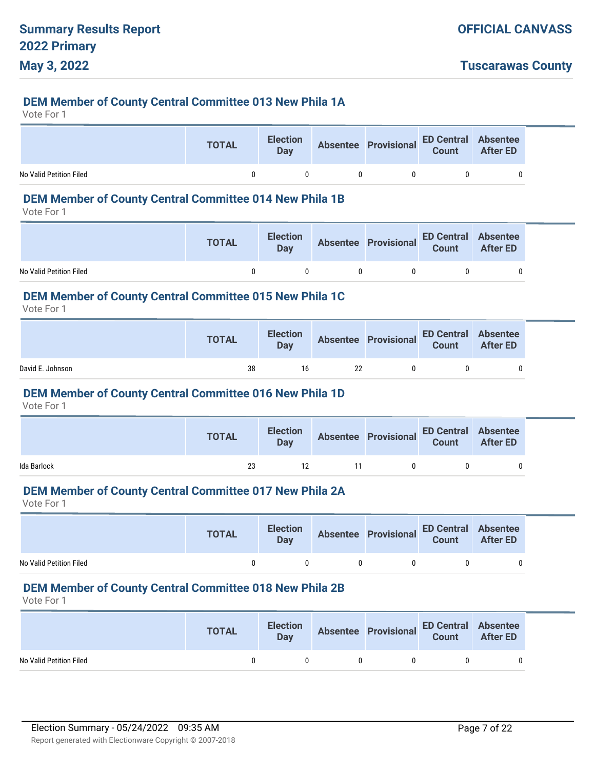## DEM Member of County Central Committee 013 New Phila 1A

Vote For 1

| | TOTAL | Election Day | Absentee | Provisional | ED Central Count | Absentee After ED |
|---|---|---|---|---|---|---|
| No Valid Petition Filed | 0 | 0 | 0 | 0 | 0 | 0 |

## DEM Member of County Central Committee 014 New Phila 1B

Vote For 1

| | TOTAL | Election Day | Absentee | Provisional | ED Central Count | Absentee After ED |
|---|---|---|---|---|---|---|
| No Valid Petition Filed | 0 | 0 | 0 | 0 | 0 | 0 |

## DEM Member of County Central Committee 015 New Phila 1C

Vote For 1

| | TOTAL | Election Day | Absentee | Provisional | ED Central Count | Absentee After ED |
|---|---|---|---|---|---|---|
| David E. Johnson | 38 | 16 | 22 | 0 | 0 | 0 |

## DEM Member of County Central Committee 016 New Phila 1D

Vote For 1

| | TOTAL | Election Day | Absentee | Provisional | ED Central Count | Absentee After ED |
|---|---|---|---|---|---|---|
| Ida Barlock | 23 | 12 | 11 | 0 | 0 | 0 |

## DEM Member of County Central Committee 017 New Phila 2A

Vote For 1

| | TOTAL | Election Day | Absentee | Provisional | ED Central Count | Absentee After ED |
|---|---|---|---|---|---|---|
| No Valid Petition Filed | 0 | 0 | 0 | 0 | 0 | 0 |

## DEM Member of County Central Committee 018 New Phila 2B

Vote For 1

| | TOTAL | Election Day | Absentee | Provisional | ED Central Count | Absentee After ED |
|---|---|---|---|---|---|---|
| No Valid Petition Filed | 0 | 0 | 0 | 0 | 0 | 0 |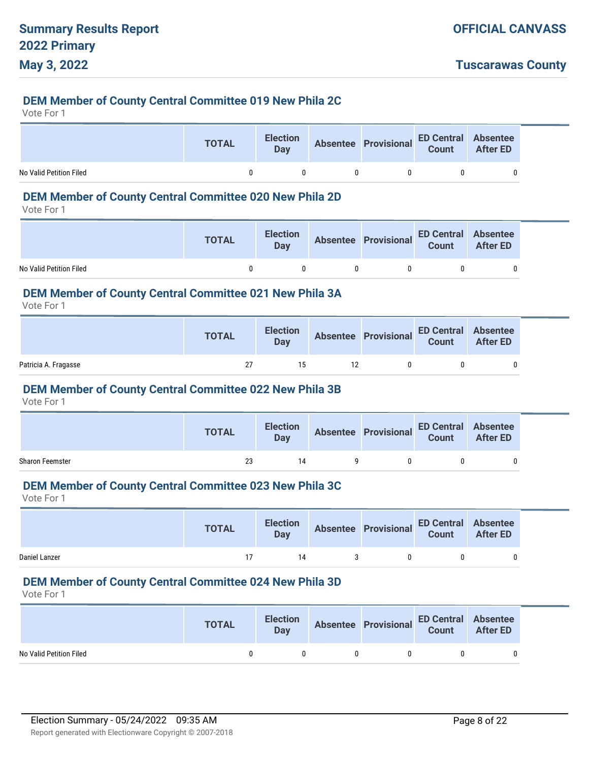## DEM Member of County Central Committee 019 New Phila 2C

Vote For 1

| | TOTAL | Election Day | Absentee | Provisional | ED Central Count | Absentee After ED |
|---|---|---|---|---|---|---|
| No Valid Petition Filed | 0 | 0 | 0 | 0 | 0 | 0 |

## DEM Member of County Central Committee 020 New Phila 2D

Vote For 1

| | TOTAL | Election Day | Absentee | Provisional | ED Central Count | Absentee After ED |
|---|---|---|---|---|---|---|
| No Valid Petition Filed | 0 | 0 | 0 | 0 | 0 | 0 |

## DEM Member of County Central Committee 021 New Phila 3A

Vote For 1

| | TOTAL | Election Day | Absentee | Provisional | ED Central Count | Absentee After ED |
|---|---|---|---|---|---|---|
| Patricia A. Fragasse | 27 | 15 | 12 | 0 | 0 | 0 |

## DEM Member of County Central Committee 022 New Phila 3B

Vote For 1

| | TOTAL | Election Day | Absentee | Provisional | ED Central Count | Absentee After ED |
|---|---|---|---|---|---|---|
| Sharon Feemster | 23 | 14 | 9 | 0 | 0 | 0 |

## DEM Member of County Central Committee 023 New Phila 3C

Vote For 1

| | TOTAL | Election Day | Absentee | Provisional | ED Central Count | Absentee After ED |
|---|---|---|---|---|---|---|
| Daniel Lanzer | 17 | 14 | 3 | 0 | 0 | 0 |

## DEM Member of County Central Committee 024 New Phila 3D

Vote For 1

| | TOTAL | Election Day | Absentee | Provisional | ED Central Count | Absentee After ED |
|---|---|---|---|---|---|---|
| No Valid Petition Filed | 0 | 0 | 0 | 0 | 0 | 0 |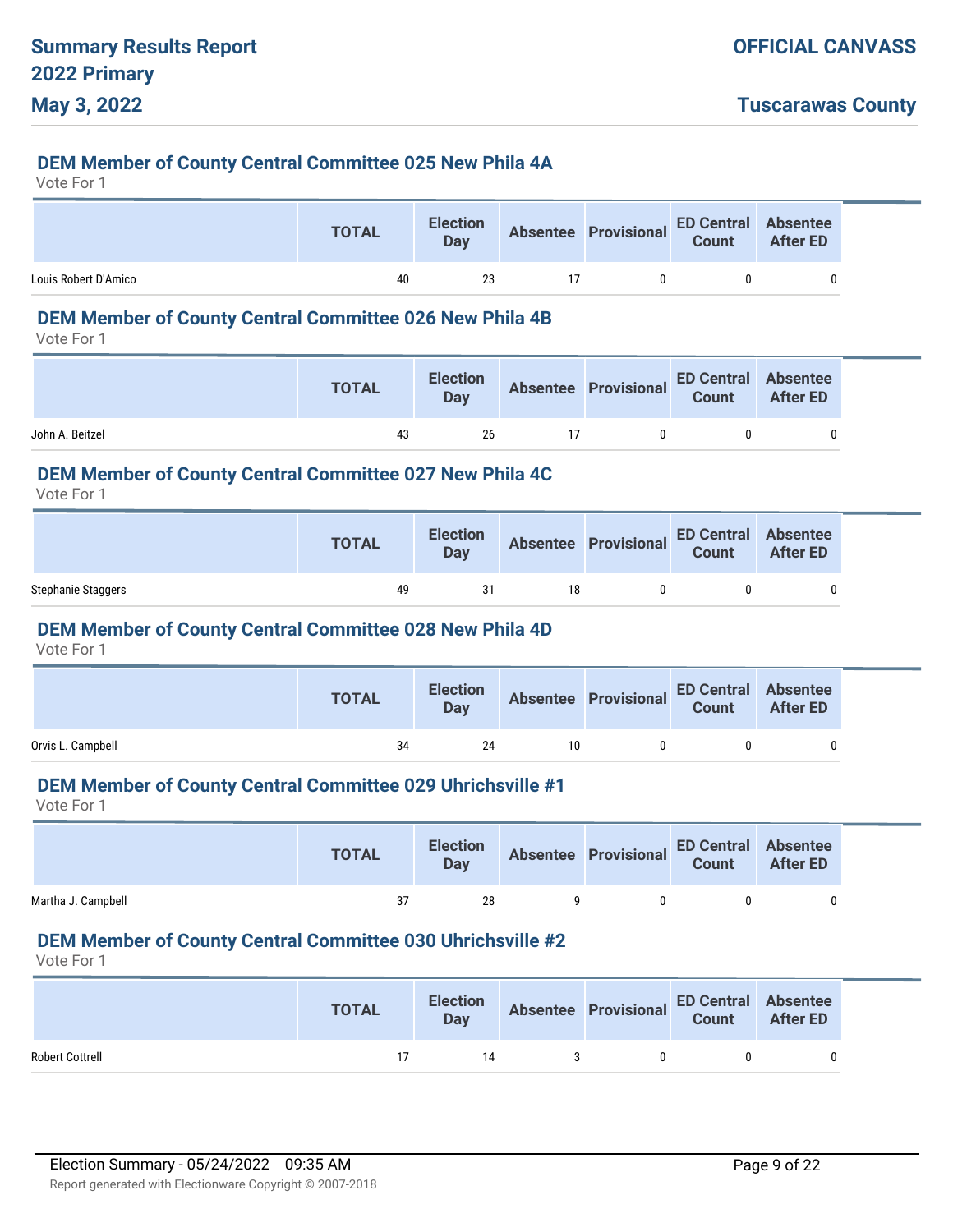## DEM Member of County Central Committee 025 New Phila 4A

Vote For 1

| | TOTAL | Election Day | Absentee | Provisional | ED Central Count | Absentee After ED |
|---|---|---|---|---|---|---|
| Louis Robert D'Amico | 40 | 23 | 17 | 0 | 0 | 0 |

## DEM Member of County Central Committee 026 New Phila 4B

Vote For 1

| | TOTAL | Election Day | Absentee | Provisional | ED Central Count | Absentee After ED |
|---|---|---|---|---|---|---|
| John A. Beitzel | 43 | 26 | 17 | 0 | 0 | 0 |

## DEM Member of County Central Committee 027 New Phila 4C

Vote For 1

| | TOTAL | Election Day | Absentee | Provisional | ED Central Count | Absentee After ED |
|---|---|---|---|---|---|---|
| Stephanie Staggers | 49 | 31 | 18 | 0 | 0 | 0 |

## DEM Member of County Central Committee 028 New Phila 4D

Vote For 1

| | TOTAL | Election Day | Absentee | Provisional | ED Central Count | Absentee After ED |
|---|---|---|---|---|---|---|
| Orvis L. Campbell | 34 | 24 | 10 | 0 | 0 | 0 |

## DEM Member of County Central Committee 029 Uhrichsville #1

Vote For 1

| | TOTAL | Election Day | Absentee | Provisional | ED Central Count | Absentee After ED |
|---|---|---|---|---|---|---|
| Martha J. Campbell | 37 | 28 | 9 | 0 | 0 | 0 |

## DEM Member of County Central Committee 030 Uhrichsville #2

Vote For 1

| | TOTAL | Election Day | Absentee | Provisional | ED Central Count | Absentee After ED |
|---|---|---|---|---|---|---|
| Robert Cottrell | 17 | 14 | 3 | 0 | 0 | 0 |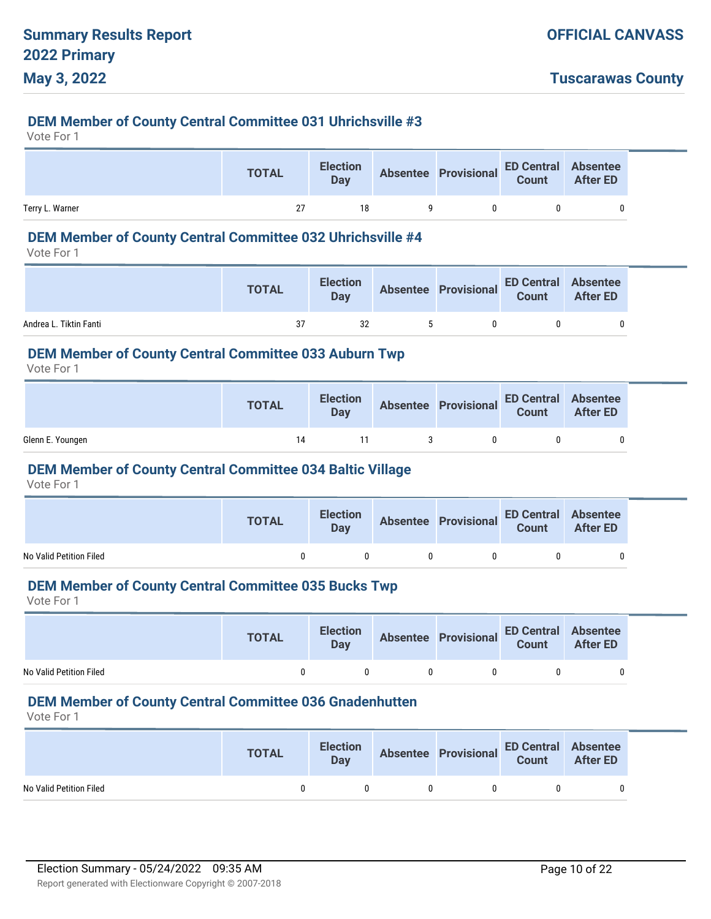# Summary Results Report
# 2022 Primary
# May 3, 2022

**OFFICIAL CANVASS**

**Tuscarawas County**

## DEM Member of County Central Committee 031 Uhrichsville #3

Vote For 1

| | TOTAL | Election Day | Absentee | Provisional | ED Central Count | Absentee After ED |
|---|---|---|---|---|---|---|
| Terry L. Warner | 27 | 18 | 9 | 0 | 0 | 0 |

## DEM Member of County Central Committee 032 Uhrichsville #4

Vote For 1

| | TOTAL | Election Day | Absentee | Provisional | ED Central Count | Absentee After ED |
|---|---|---|---|---|---|---|
| Andrea L. Tiktin Fanti | 37 | 32 | 5 | 0 | 0 | 0 |

## DEM Member of County Central Committee 033 Auburn Twp

Vote For 1

| | TOTAL | Election Day | Absentee | Provisional | ED Central Count | Absentee After ED |
|---|---|---|---|---|---|---|
| Glenn E. Youngen | 14 | 11 | 3 | 0 | 0 | 0 |

## DEM Member of County Central Committee 034 Baltic Village

Vote For 1

| | TOTAL | Election Day | Absentee | Provisional | ED Central Count | Absentee After ED |
|---|---|---|---|---|---|---|
| No Valid Petition Filed | 0 | 0 | 0 | 0 | 0 | 0 |

## DEM Member of County Central Committee 035 Bucks Twp

Vote For 1

| | TOTAL | Election Day | Absentee | Provisional | ED Central Count | Absentee After ED |
|---|---|---|---|---|---|---|
| No Valid Petition Filed | 0 | 0 | 0 | 0 | 0 | 0 |

## DEM Member of County Central Committee 036 Gnadenhutten

Vote For 1

| | TOTAL | Election Day | Absentee | Provisional | ED Central Count | Absentee After ED |
|---|---|---|---|---|---|---|
| No Valid Petition Filed | 0 | 0 | 0 | 0 | 0 | 0 |

Election Summary - 05/24/2022 09:35 AM

Report generated with Electionware Copyright © 2007-2018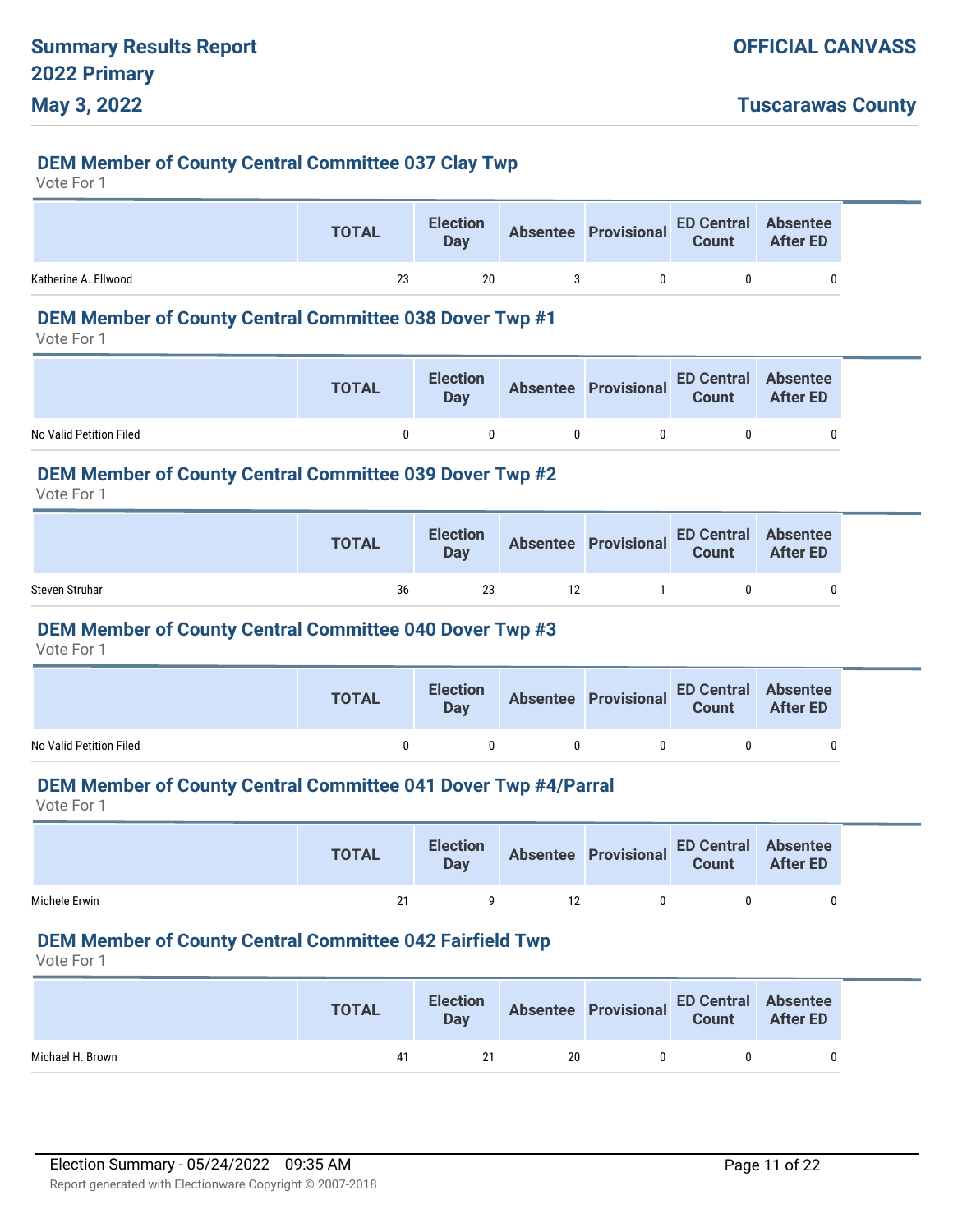## DEM Member of County Central Committee 037 Clay Twp

Vote For 1

| | TOTAL | Election Day | Absentee | Provisional | ED Central Count | Absentee After ED |
|---|---|---|---|---|---|---|
| Katherine A. Ellwood | 23 | 20 | 3 | 0 | 0 | 0 |

## DEM Member of County Central Committee 038 Dover Twp #1

Vote For 1

| | TOTAL | Election Day | Absentee | Provisional | ED Central Count | Absentee After ED |
|---|---|---|---|---|---|---|
| No Valid Petition Filed | 0 | 0 | 0 | 0 | 0 | 0 |

## DEM Member of County Central Committee 039 Dover Twp #2

Vote For 1

| | TOTAL | Election Day | Absentee | Provisional | ED Central Count | Absentee After ED |
|---|---|---|---|---|---|---|
| Steven Struhar | 36 | 23 | 12 | 1 | 0 | 0 |

## DEM Member of County Central Committee 040 Dover Twp #3

Vote For 1

| | TOTAL | Election Day | Absentee | Provisional | ED Central Count | Absentee After ED |
|---|---|---|---|---|---|---|
| No Valid Petition Filed | 0 | 0 | 0 | 0 | 0 | 0 |

## DEM Member of County Central Committee 041 Dover Twp #4/Parral

Vote For 1

| | TOTAL | Election Day | Absentee | Provisional | ED Central Count | Absentee After ED |
|---|---|---|---|---|---|---|
| Michele Erwin | 21 | 9 | 12 | 0 | 0 | 0 |

## DEM Member of County Central Committee 042 Fairfield Twp

Vote For 1

| | TOTAL | Election Day | Absentee | Provisional | ED Central Count | Absentee After ED |
|---|---|---|---|---|---|---|
| Michael H. Brown | 41 | 21 | 20 | 0 | 0 | 0 |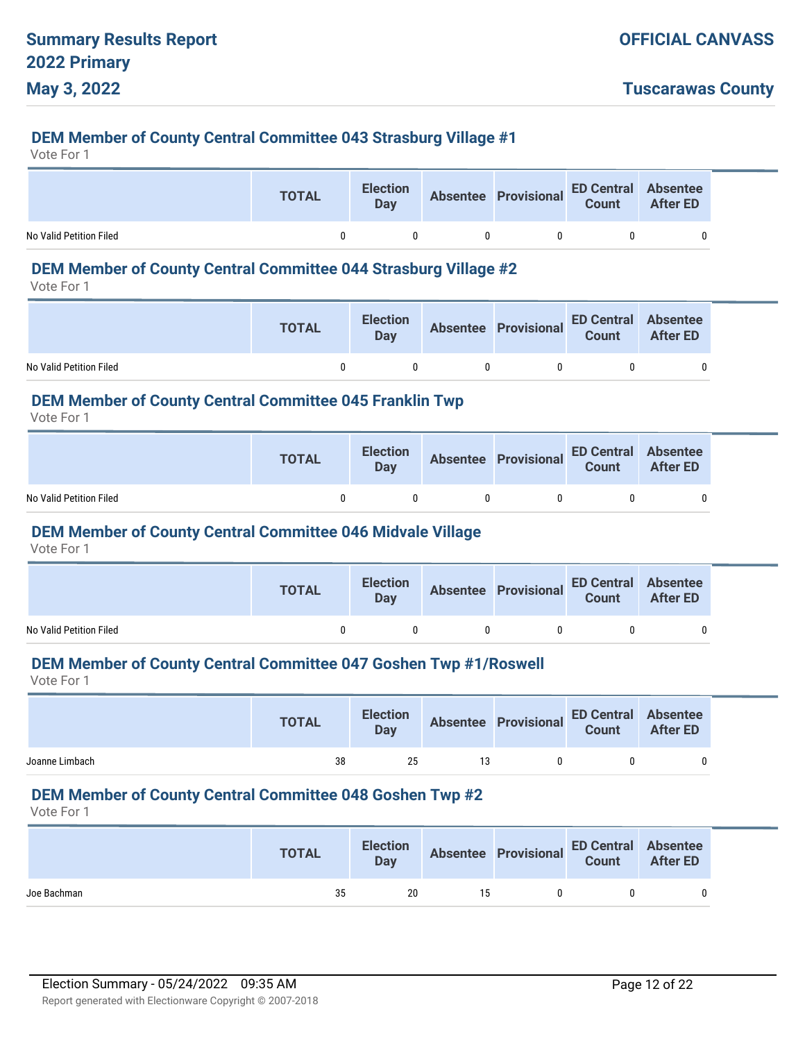## DEM Member of County Central Committee 043 Strasburg Village #1

Vote For 1

| | TOTAL | Election Day | Absentee | Provisional | ED Central Count | Absentee After ED |
|---|---|---|---|---|---|---|
| No Valid Petition Filed | 0 | 0 | 0 | 0 | 0 | 0 |

## DEM Member of County Central Committee 044 Strasburg Village #2

Vote For 1

| | TOTAL | Election Day | Absentee | Provisional | ED Central Count | Absentee After ED |
|---|---|---|---|---|---|---|
| No Valid Petition Filed | 0 | 0 | 0 | 0 | 0 | 0 |

## DEM Member of County Central Committee 045 Franklin Twp

Vote For 1

| | TOTAL | Election Day | Absentee | Provisional | ED Central Count | Absentee After ED |
|---|---|---|---|---|---|---|
| No Valid Petition Filed | 0 | 0 | 0 | 0 | 0 | 0 |

## DEM Member of County Central Committee 046 Midvale Village

Vote For 1

| | TOTAL | Election Day | Absentee | Provisional | ED Central Count | Absentee After ED |
|---|---|---|---|---|---|---|
| No Valid Petition Filed | 0 | 0 | 0 | 0 | 0 | 0 |

## DEM Member of County Central Committee 047 Goshen Twp #1/Roswell

Vote For 1

| | TOTAL | Election Day | Absentee | Provisional | ED Central Count | Absentee After ED |
|---|---|---|---|---|---|---|
| Joanne Limbach | 38 | 25 | 13 | 0 | 0 | 0 |

## DEM Member of County Central Committee 048 Goshen Twp #2

Vote For 1

| | TOTAL | Election Day | Absentee | Provisional | ED Central Count | Absentee After ED |
|---|---|---|---|---|---|---|
| Joe Bachman | 35 | 20 | 15 | 0 | 0 | 0 |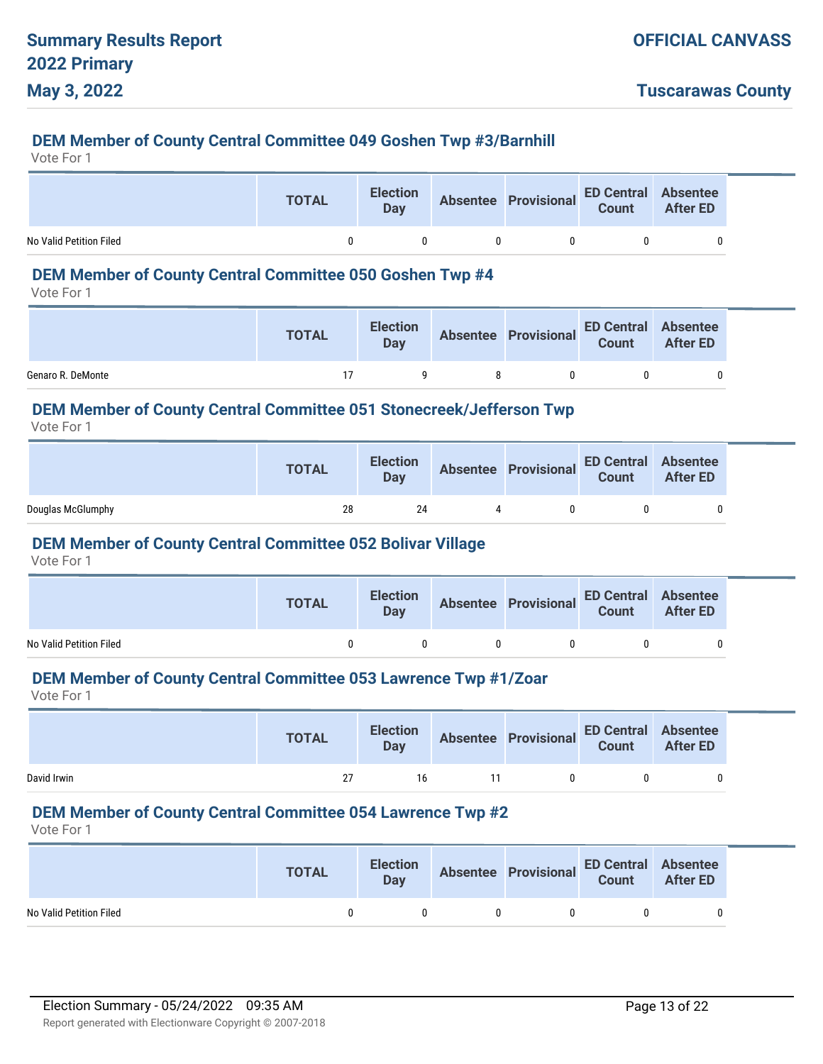### DEM Member of County Central Committee 049 Goshen Twp #3/Barnhill

Vote For 1

| | TOTAL | Election Day | Absentee | Provisional | ED Central Count | Absentee After ED |
|---|---|---|---|---|---|---|
| No Valid Petition Filed | 0 | 0 | 0 | 0 | 0 | 0 |

### DEM Member of County Central Committee 050 Goshen Twp #4

Vote For 1

| | TOTAL | Election Day | Absentee | Provisional | ED Central Count | Absentee After ED |
|---|---|---|---|---|---|---|
| Genaro R. DeMonte | 17 | 9 | 8 | 0 | 0 | 0 |

### DEM Member of County Central Committee 051 Stonecreek/Jefferson Twp

Vote For 1

| | TOTAL | Election Day | Absentee | Provisional | ED Central Count | Absentee After ED |
|---|---|---|---|---|---|---|
| Douglas McGlumphy | 28 | 24 | 4 | 0 | 0 | 0 |

### DEM Member of County Central Committee 052 Bolivar Village

Vote For 1

| | TOTAL | Election Day | Absentee | Provisional | ED Central Count | Absentee After ED |
|---|---|---|---|---|---|---|
| No Valid Petition Filed | 0 | 0 | 0 | 0 | 0 | 0 |

### DEM Member of County Central Committee 053 Lawrence Twp #1/Zoar

Vote For 1

| | TOTAL | Election Day | Absentee | Provisional | ED Central Count | Absentee After ED |
|---|---|---|---|---|---|---|
| David Irwin | 27 | 16 | 11 | 0 | 0 | 0 |

### DEM Member of County Central Committee 054 Lawrence Twp #2

Vote For 1

| | TOTAL | Election Day | Absentee | Provisional | ED Central Count | Absentee After ED |
|---|---|---|---|---|---|---|
| No Valid Petition Filed | 0 | 0 | 0 | 0 | 0 | 0 |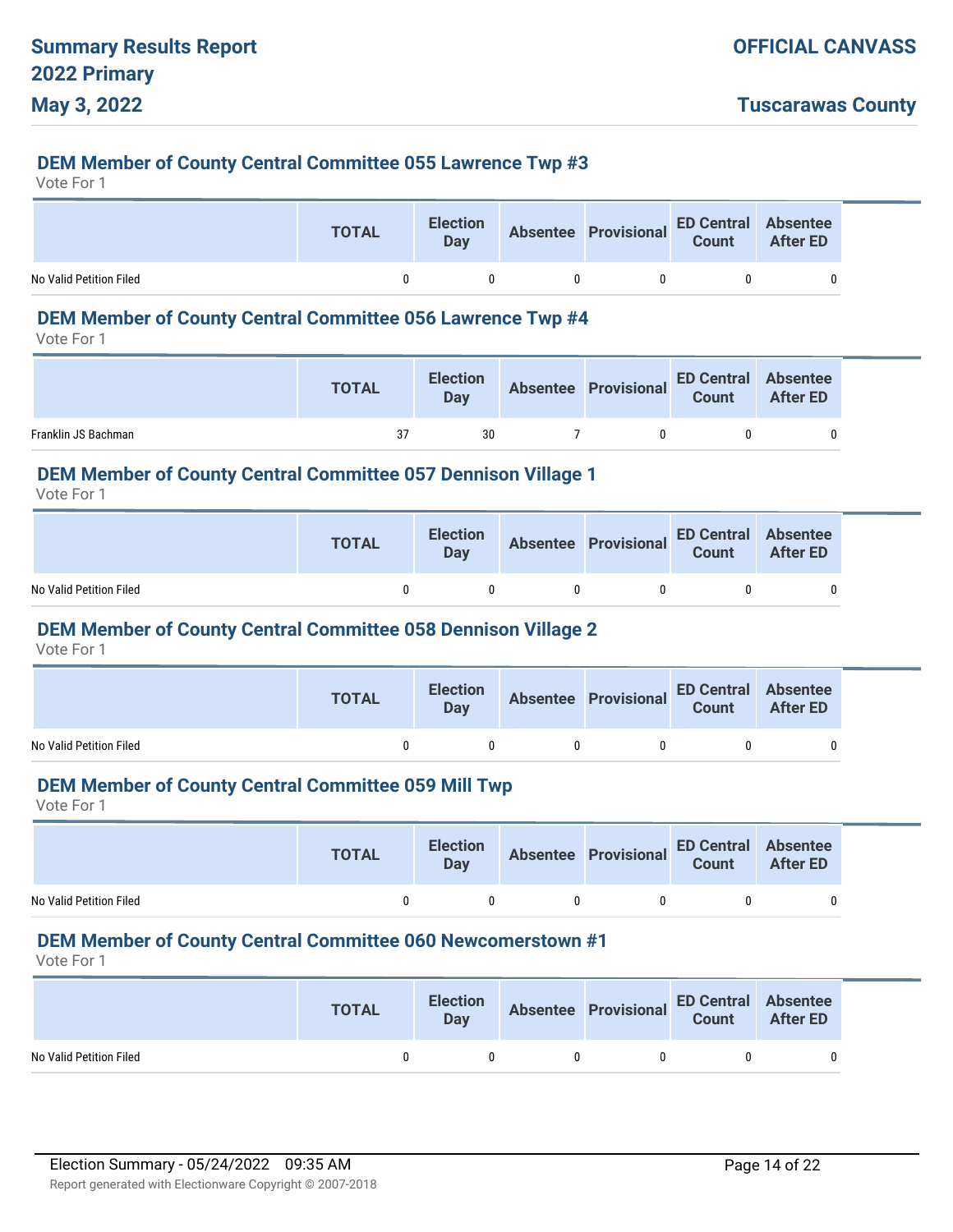## DEM Member of County Central Committee 055 Lawrence Twp #3

Vote For 1

| | TOTAL | Election Day | Absentee | Provisional | ED Central Count | Absentee After ED |
|---|---|---|---|---|---|---|
| No Valid Petition Filed | 0 | 0 | 0 | 0 | 0 | 0 |

## DEM Member of County Central Committee 056 Lawrence Twp #4

Vote For 1

| | TOTAL | Election Day | Absentee | Provisional | ED Central Count | Absentee After ED |
|---|---|---|---|---|---|---|
| Franklin JS Bachman | 37 | 30 | 7 | 0 | 0 | 0 |

## DEM Member of County Central Committee 057 Dennison Village 1

Vote For 1

| | TOTAL | Election Day | Absentee | Provisional | ED Central Count | Absentee After ED |
|---|---|---|---|---|---|---|
| No Valid Petition Filed | 0 | 0 | 0 | 0 | 0 | 0 |

## DEM Member of County Central Committee 058 Dennison Village 2

Vote For 1

| | TOTAL | Election Day | Absentee | Provisional | ED Central Count | Absentee After ED |
|---|---|---|---|---|---|---|
| No Valid Petition Filed | 0 | 0 | 0 | 0 | 0 | 0 |

## DEM Member of County Central Committee 059 Mill Twp

Vote For 1

| | TOTAL | Election Day | Absentee | Provisional | ED Central Count | Absentee After ED |
|---|---|---|---|---|---|---|
| No Valid Petition Filed | 0 | 0 | 0 | 0 | 0 | 0 |

## DEM Member of County Central Committee 060 Newcomerstown #1

Vote For 1

| | TOTAL | Election Day | Absentee | Provisional | ED Central Count | Absentee After ED |
|---|---|---|---|---|---|---|
| No Valid Petition Filed | 0 | 0 | 0 | 0 | 0 | 0 |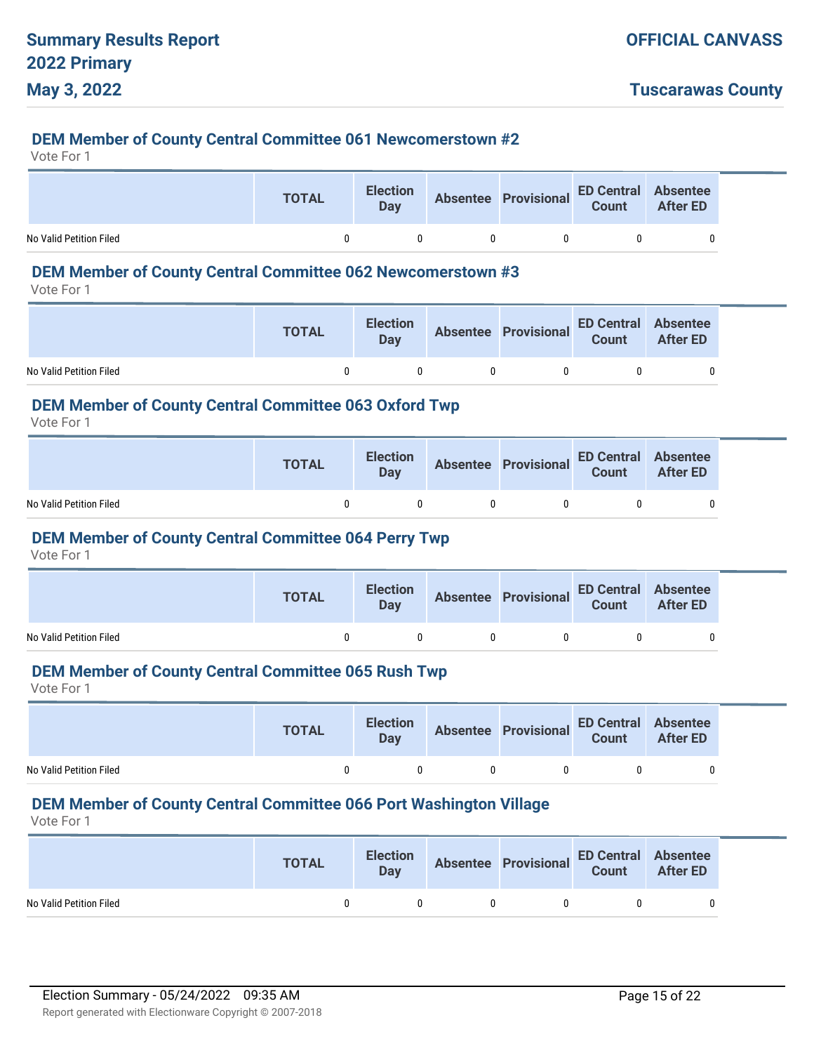## DEM Member of County Central Committee 061 Newcomerstown #2

Vote For 1

| | TOTAL | Election Day | Absentee | Provisional | ED Central Count | Absentee After ED |
|---|---|---|---|---|---|---|
| No Valid Petition Filed | 0 | 0 | 0 | 0 | 0 | 0 |

## DEM Member of County Central Committee 062 Newcomerstown #3

Vote For 1

| | TOTAL | Election Day | Absentee | Provisional | ED Central Count | Absentee After ED |
|---|---|---|---|---|---|---|
| No Valid Petition Filed | 0 | 0 | 0 | 0 | 0 | 0 |

## DEM Member of County Central Committee 063 Oxford Twp

Vote For 1

| | TOTAL | Election Day | Absentee | Provisional | ED Central Count | Absentee After ED |
|---|---|---|---|---|---|---|
| No Valid Petition Filed | 0 | 0 | 0 | 0 | 0 | 0 |

## DEM Member of County Central Committee 064 Perry Twp

Vote For 1

| | TOTAL | Election Day | Absentee | Provisional | ED Central Count | Absentee After ED |
|---|---|---|---|---|---|---|
| No Valid Petition Filed | 0 | 0 | 0 | 0 | 0 | 0 |

## DEM Member of County Central Committee 065 Rush Twp

Vote For 1

| | TOTAL | Election Day | Absentee | Provisional | ED Central Count | Absentee After ED |
|---|---|---|---|---|---|---|
| No Valid Petition Filed | 0 | 0 | 0 | 0 | 0 | 0 |

## DEM Member of County Central Committee 066 Port Washington Village

Vote For 1

| | TOTAL | Election Day | Absentee | Provisional | ED Central Count | Absentee After ED |
|---|---|---|---|---|---|---|
| No Valid Petition Filed | 0 | 0 | 0 | 0 | 0 | 0 |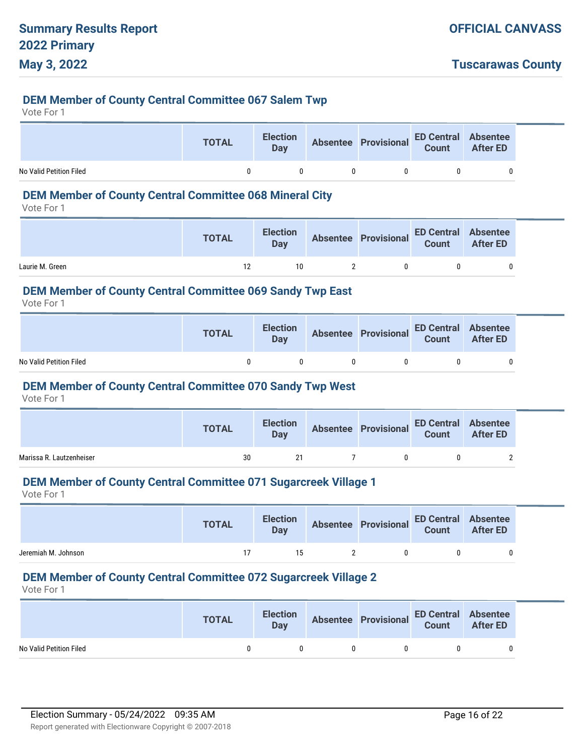## DEM Member of County Central Committee 067 Salem Twp

Vote For 1

| | TOTAL | Election Day | Absentee | Provisional | ED Central Count | Absentee After ED |
|---|---|---|---|---|---|---|
| No Valid Petition Filed | 0 | 0 | 0 | 0 | 0 | 0 |

## DEM Member of County Central Committee 068 Mineral City

Vote For 1

| | TOTAL | Election Day | Absentee | Provisional | ED Central Count | Absentee After ED |
|---|---|---|---|---|---|---|
| Laurie M. Green | 12 | 10 | 2 | 0 | 0 | 0 |

## DEM Member of County Central Committee 069 Sandy Twp East

Vote For 1

| | TOTAL | Election Day | Absentee | Provisional | ED Central Count | Absentee After ED |
|---|---|---|---|---|---|---|
| No Valid Petition Filed | 0 | 0 | 0 | 0 | 0 | 0 |

## DEM Member of County Central Committee 070 Sandy Twp West

Vote For 1

| | TOTAL | Election Day | Absentee | Provisional | ED Central Count | Absentee After ED |
|---|---|---|---|---|---|---|
| Marissa R. Lautzenheiser | 30 | 21 | 7 | 0 | 0 | 2 |

## DEM Member of County Central Committee 071 Sugarcreek Village 1

Vote For 1

| | TOTAL | Election Day | Absentee | Provisional | ED Central Count | Absentee After ED |
|---|---|---|---|---|---|---|
| Jeremiah M. Johnson | 17 | 15 | 2 | 0 | 0 | 0 |

## DEM Member of County Central Committee 072 Sugarcreek Village 2

Vote For 1

| | TOTAL | Election Day | Absentee | Provisional | ED Central Count | Absentee After ED |
|---|---|---|---|---|---|---|
| No Valid Petition Filed | 0 | 0 | 0 | 0 | 0 | 0 |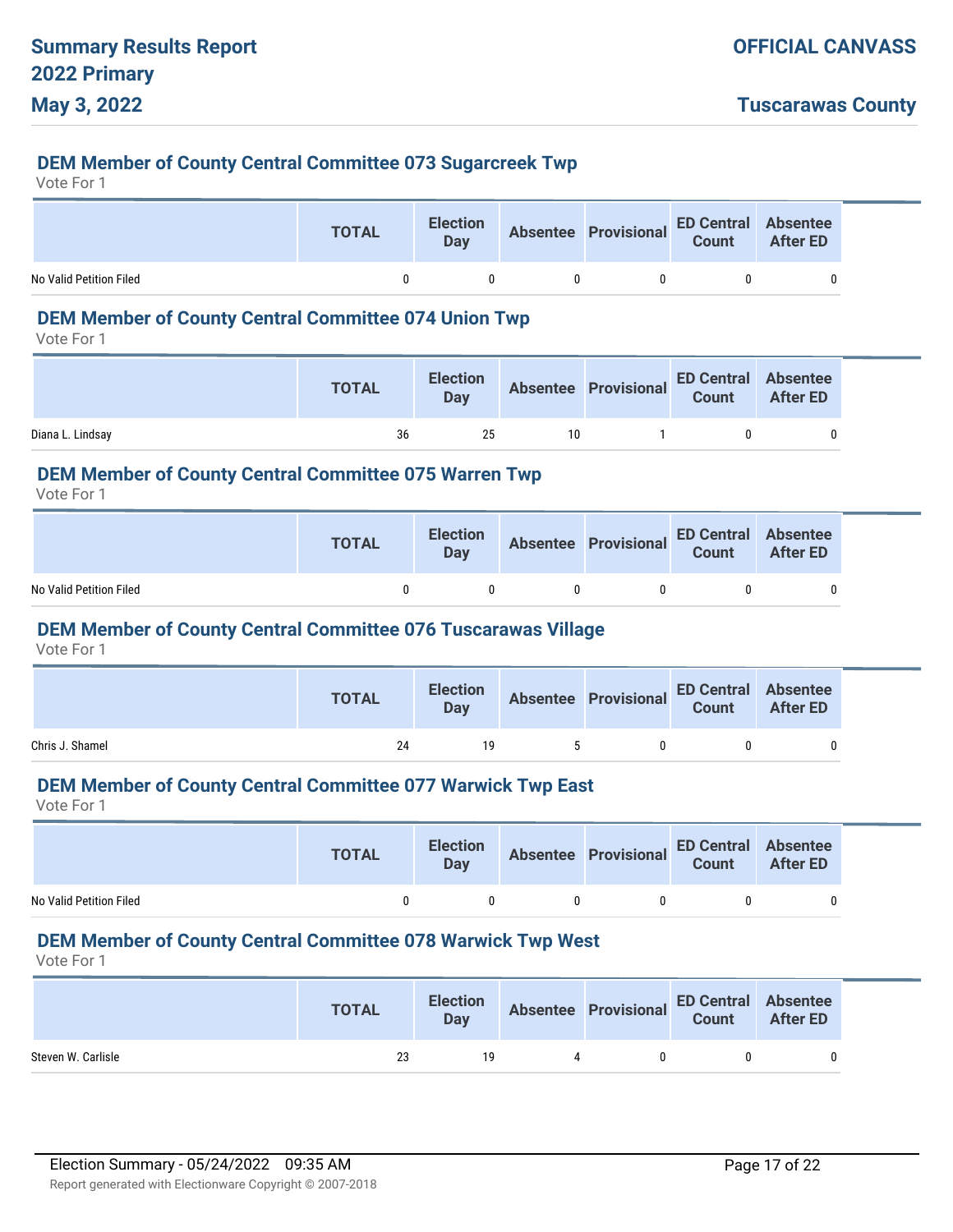### DEM Member of County Central Committee 073 Sugarcreek Twp

Vote For 1

| | TOTAL | Election Day | Absentee | Provisional | ED Central Count | Absentee After ED |
|---|---|---|---|---|---|---|
| No Valid Petition Filed | 0 | 0 | 0 | 0 | 0 | 0 |

### DEM Member of County Central Committee 074 Union Twp

Vote For 1

| | TOTAL | Election Day | Absentee | Provisional | ED Central Count | Absentee After ED |
|---|---|---|---|---|---|---|
| Diana L. Lindsay | 36 | 25 | 10 | 1 | 0 | 0 |

### DEM Member of County Central Committee 075 Warren Twp

Vote For 1

| | TOTAL | Election Day | Absentee | Provisional | ED Central Count | Absentee After ED |
|---|---|---|---|---|---|---|
| No Valid Petition Filed | 0 | 0 | 0 | 0 | 0 | 0 |

### DEM Member of County Central Committee 076 Tuscarawas Village

Vote For 1

| | TOTAL | Election Day | Absentee | Provisional | ED Central Count | Absentee After ED |
|---|---|---|---|---|---|---|
| Chris J. Shamel | 24 | 19 | 5 | 0 | 0 | 0 |

### DEM Member of County Central Committee 077 Warwick Twp East

Vote For 1

| | TOTAL | Election Day | Absentee | Provisional | ED Central Count | Absentee After ED |
|---|---|---|---|---|---|---|
| No Valid Petition Filed | 0 | 0 | 0 | 0 | 0 | 0 |

### DEM Member of County Central Committee 078 Warwick Twp West

Vote For 1

| | TOTAL | Election Day | Absentee | Provisional | ED Central Count | Absentee After ED |
|---|---|---|---|---|---|---|
| Steven W. Carlisle | 23 | 19 | 4 | 0 | 0 | 0 |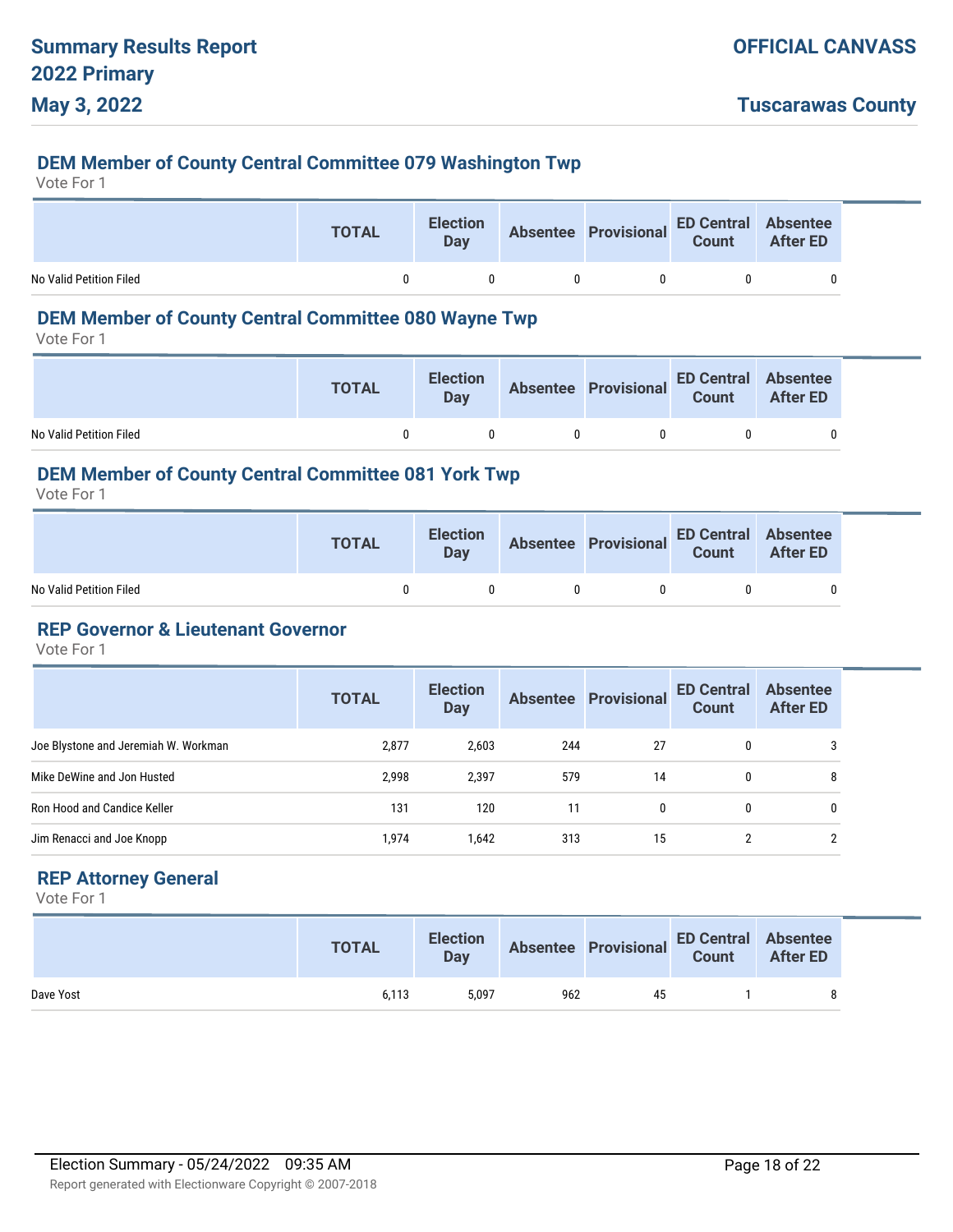## DEM Member of County Central Committee 079 Washington Twp

Vote For 1

| | TOTAL | Election Day | Absentee | Provisional | ED Central Count | Absentee After ED |
|---|---|---|---|---|---|---|
| No Valid Petition Filed | 0 | 0 | 0 | 0 | 0 | 0 |

## DEM Member of County Central Committee 080 Wayne Twp

Vote For 1

| | TOTAL | Election Day | Absentee | Provisional | ED Central Count | Absentee After ED |
|---|---|---|---|---|---|---|
| No Valid Petition Filed | 0 | 0 | 0 | 0 | 0 | 0 |

## DEM Member of County Central Committee 081 York Twp

Vote For 1

| | TOTAL | Election Day | Absentee | Provisional | ED Central Count | Absentee After ED |
|---|---|---|---|---|---|---|
| No Valid Petition Filed | 0 | 0 | 0 | 0 | 0 | 0 |

## REP Governor & Lieutenant Governor

Vote For 1

| | TOTAL | Election Day | Absentee | Provisional | ED Central Count | Absentee After ED |
|---|---|---|---|---|---|---|
| Joe Blystone and Jeremiah W. Workman | 2,877 | 2,603 | 244 | 27 | 0 | 3 |
| Mike DeWine and Jon Husted | 2,998 | 2,397 | 579 | 14 | 0 | 8 |
| Ron Hood and Candice Keller | 131 | 120 | 11 | 0 | 0 | 0 |
| Jim Renacci and Joe Knopp | 1,974 | 1,642 | 313 | 15 | 2 | 2 |

## REP Attorney General

Vote For 1

| | TOTAL | Election Day | Absentee | Provisional | ED Central Count | Absentee After ED |
|---|---|---|---|---|---|---|
| Dave Yost | 6,113 | 5,097 | 962 | 45 | 1 | 8 |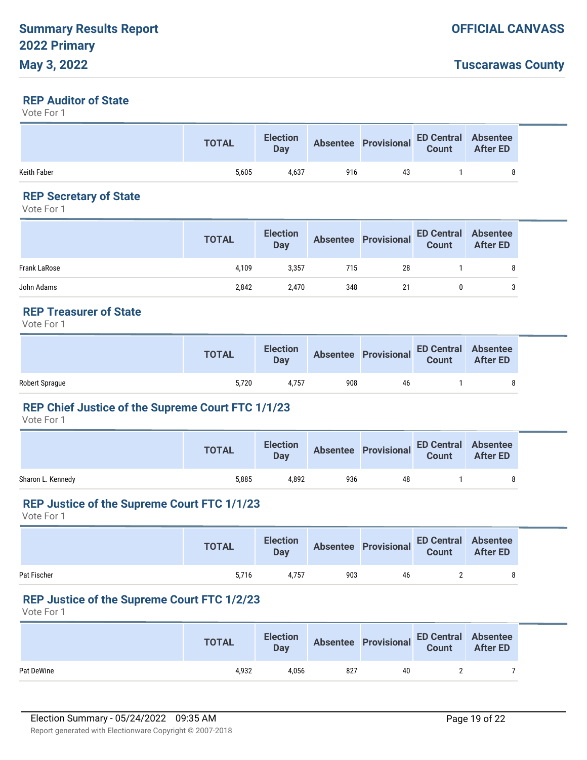# Summary Results Report 2022 Primary May 3, 2022

**OFFICIAL CANVASS**

**Tuscarawas County**

## REP Auditor of State

Vote For 1

| | TOTAL | Election Day | Absentee | Provisional | ED Central Count | Absentee After ED |
|---|---|---|---|---|---|---|
| Keith Faber | 5,605 | 4,637 | 916 | 43 | 1 | 8 |

## REP Secretary of State

Vote For 1

| | TOTAL | Election Day | Absentee | Provisional | ED Central Count | Absentee After ED |
|---|---|---|---|---|---|---|
| Frank LaRose | 4,109 | 3,357 | 715 | 28 | 1 | 8 |
| John Adams | 2,842 | 2,470 | 348 | 21 | 0 | 3 |

## REP Treasurer of State

Vote For 1

| | TOTAL | Election Day | Absentee | Provisional | ED Central Count | Absentee After ED |
|---|---|---|---|---|---|---|
| Robert Sprague | 5,720 | 4,757 | 908 | 46 | 1 | 8 |

## REP Chief Justice of the Supreme Court FTC 1/1/23

Vote For 1

| | TOTAL | Election Day | Absentee | Provisional | ED Central Count | Absentee After ED |
|---|---|---|---|---|---|---|
| Sharon L. Kennedy | 5,885 | 4,892 | 936 | 48 | 1 | 8 |

## REP Justice of the Supreme Court FTC 1/1/23

Vote For 1

| | TOTAL | Election Day | Absentee | Provisional | ED Central Count | Absentee After ED |
|---|---|---|---|---|---|---|
| Pat Fischer | 5,716 | 4,757 | 903 | 46 | 2 | 8 |

## REP Justice of the Supreme Court FTC 1/2/23

Vote For 1

| | TOTAL | Election Day | Absentee | Provisional | ED Central Count | Absentee After ED |
|---|---|---|---|---|---|---|
| Pat DeWine | 4,932 | 4,056 | 827 | 40 | 2 | 7 |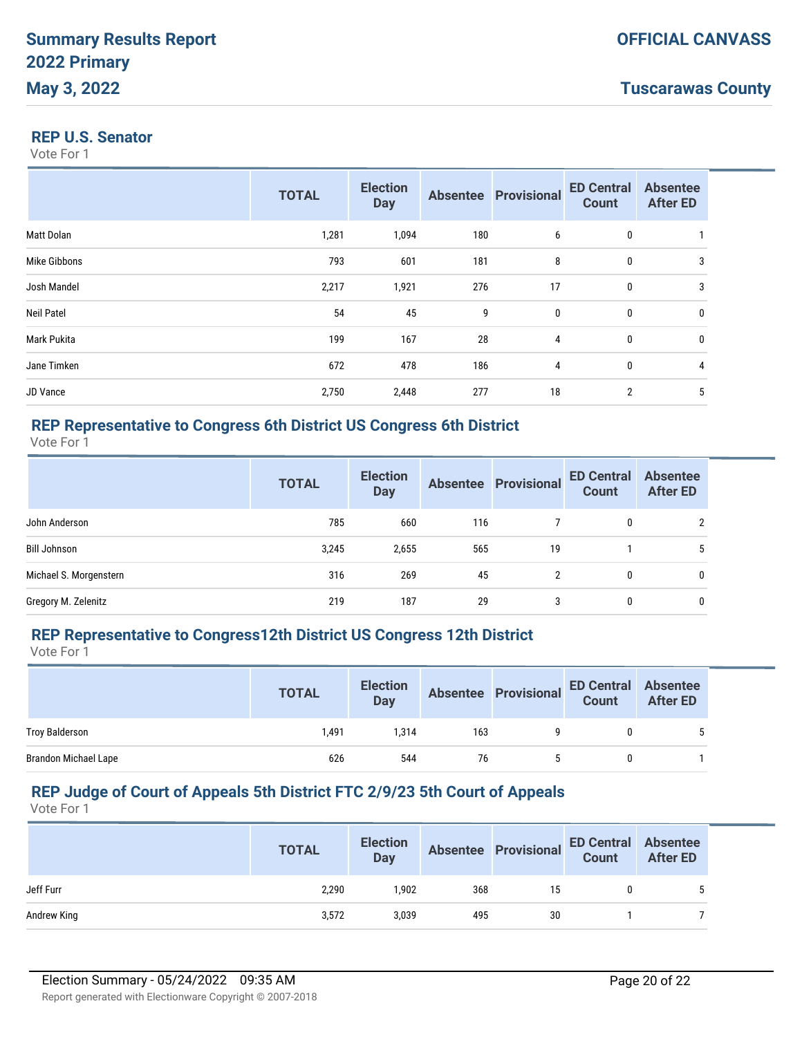# Summary Results Report
# 2022 Primary
# May 3, 2022

**OFFICIAL CANVASS**

**Tuscarawas County**

## REP U.S. Senator

Vote For 1

| | TOTAL | Election Day | Absentee | Provisional | ED Central Count | Absentee After ED |
|---|---|---|---|---|---|---|
| Matt Dolan | 1,281 | 1,094 | 180 | 6 | 0 | 1 |
| Mike Gibbons | 793 | 601 | 181 | 8 | 0 | 3 |
| Josh Mandel | 2,217 | 1,921 | 276 | 17 | 0 | 3 |
| Neil Patel | 54 | 45 | 9 | 0 | 0 | 0 |
| Mark Pukita | 199 | 167 | 28 | 4 | 0 | 0 |
| Jane Timken | 672 | 478 | 186 | 4 | 0 | 4 |
| JD Vance | 2,750 | 2,448 | 277 | 18 | 2 | 5 |

## REP Representative to Congress 6th District US Congress 6th District

Vote For 1

| | TOTAL | Election Day | Absentee | Provisional | ED Central Count | Absentee After ED |
|---|---|---|---|---|---|---|
| John Anderson | 785 | 660 | 116 | 7 | 0 | 2 |
| Bill Johnson | 3,245 | 2,655 | 565 | 19 | 1 | 5 |
| Michael S. Morgenstern | 316 | 269 | 45 | 2 | 0 | 0 |
| Gregory M. Zelenitz | 219 | 187 | 29 | 3 | 0 | 0 |

## REP Representative to Congress12th District US Congress 12th District

Vote For 1

| | TOTAL | Election Day | Absentee | Provisional | ED Central Count | Absentee After ED |
|---|---|---|---|---|---|---|
| Troy Balderson | 1,491 | 1,314 | 163 | 9 | 0 | 5 |
| Brandon Michael Lape | 626 | 544 | 76 | 5 | 0 | 1 |

## REP Judge of Court of Appeals 5th District FTC 2/9/23 5th Court of Appeals

Vote For 1

| | TOTAL | Election Day | Absentee | Provisional | ED Central Count | Absentee After ED |
|---|---|---|---|---|---|---|
| Jeff Furr | 2,290 | 1,902 | 368 | 15 | 0 | 5 |
| Andrew King | 3,572 | 3,039 | 495 | 30 | 1 | 7 |

Election Summary - 05/24/2022 09:35 AM

Report generated with Electionware Copyright © 2007-2018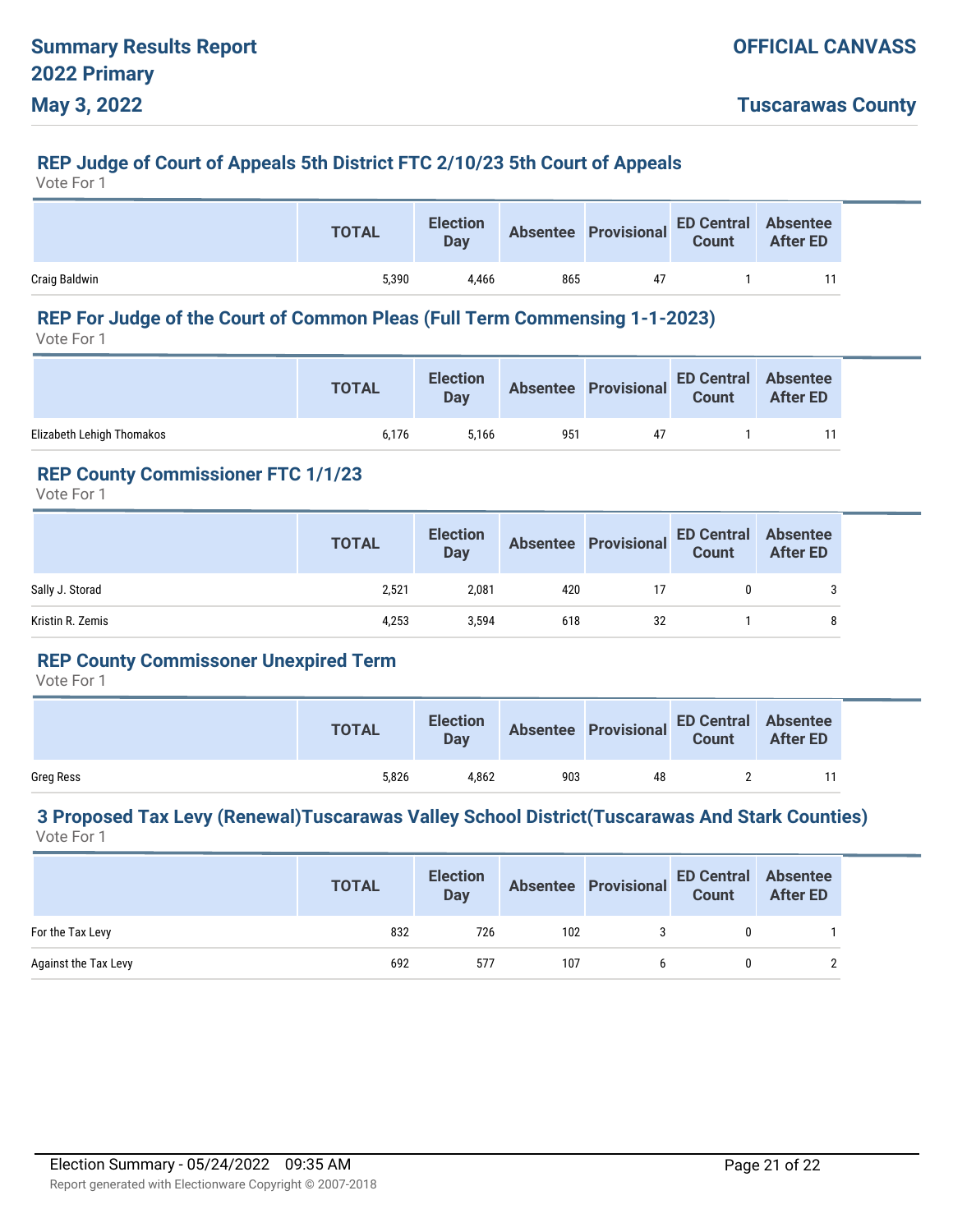# Summary Results Report
# 2022 Primary
# May 3, 2022

**OFFICIAL CANVASS**

**Tuscarawas County**

## REP Judge of Court of Appeals 5th District FTC 2/10/23 5th Court of Appeals

Vote For 1

| | TOTAL | Election Day | Absentee | Provisional | ED Central Count | Absentee After ED |
|---|---|---|---|---|---|---|
| Craig Baldwin | 5,390 | 4,466 | 865 | 47 | 1 | 11 |

## REP For Judge of the Court of Common Pleas (Full Term Commensing 1-1-2023)

Vote For 1

| | TOTAL | Election Day | Absentee | Provisional | ED Central Count | Absentee After ED |
|---|---|---|---|---|---|---|
| Elizabeth Lehigh Thomakos | 6,176 | 5,166 | 951 | 47 | 1 | 11 |

## REP County Commissioner FTC 1/1/23

Vote For 1

| | TOTAL | Election Day | Absentee | Provisional | ED Central Count | Absentee After ED |
|---|---|---|---|---|---|---|
| Sally J. Storad | 2,521 | 2,081 | 420 | 17 | 0 | 3 |
| Kristin R. Zemis | 4,253 | 3,594 | 618 | 32 | 1 | 8 |

## REP County Commissoner Unexpired Term

Vote For 1

| | TOTAL | Election Day | Absentee | Provisional | ED Central Count | Absentee After ED |
|---|---|---|---|---|---|---|
| Greg Ress | 5,826 | 4,862 | 903 | 48 | 2 | 11 |

## 3 Proposed Tax Levy (Renewal)Tuscarawas Valley School District(Tuscarawas And Stark Counties)

Vote For 1

| | TOTAL | Election Day | Absentee | Provisional | ED Central Count | Absentee After ED |
|---|---|---|---|---|---|---|
| For the Tax Levy | 832 | 726 | 102 | 3 | 0 | 1 |
| Against the Tax Levy | 692 | 577 | 107 | 6 | 0 | 2 |

Election Summary - 05/24/2022 09:35 AM

Report generated with Electionware Copyright © 2007-2018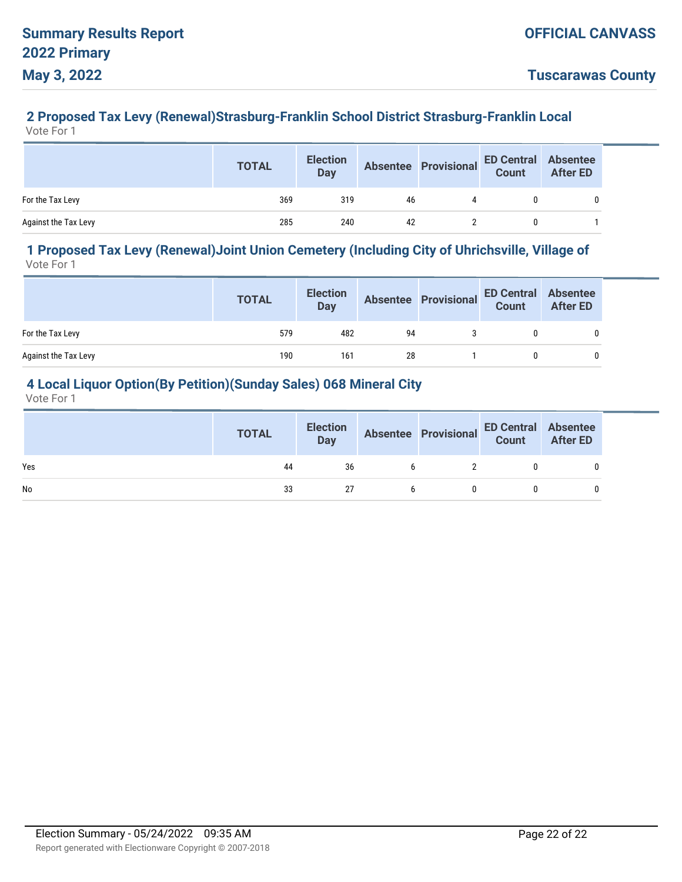## 2 Proposed Tax Levy (Renewal)Strasburg-Franklin School District Strasburg-Franklin Local

Vote For 1

| | TOTAL | Election Day | Absentee | Provisional | ED Central Count | Absentee After ED |
|---|---|---|---|---|---|---|
| For the Tax Levy | 369 | 319 | 46 | 4 | 0 | 0 |
| Against the Tax Levy | 285 | 240 | 42 | 2 | 0 | 1 |

## 1 Proposed Tax Levy (Renewal)Joint Union Cemetery (Including City of Uhrichsville, Village of

Vote For 1

| | TOTAL | Election Day | Absentee | Provisional | ED Central Count | Absentee After ED |
|---|---|---|---|---|---|---|
| For the Tax Levy | 579 | 482 | 94 | 3 | 0 | 0 |
| Against the Tax Levy | 190 | 161 | 28 | 1 | 0 | 0 |

## 4 Local Liquor Option(By Petition)(Sunday Sales) 068 Mineral City

Vote For 1

| | TOTAL | Election Day | Absentee | Provisional | ED Central Count | Absentee After ED |
|---|---|---|---|---|---|---|
| Yes | 44 | 36 | 6 | 2 | 0 | 0 |
| No | 33 | 27 | 6 | 0 | 0 | 0 |